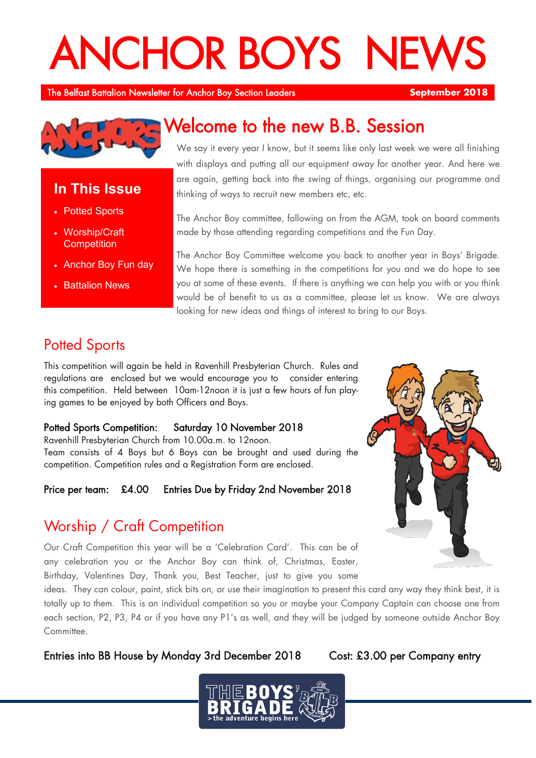# ANCHOR BOYS NEWS

The Belfast Battalion Newsletter for Anchor Boy Section Leaders **September 2018**

### In This Issue

- Potted Sports
- Worship/Craft Competition
- Anchor Boy Fun day
- Battalion News

## Welcome to the new B.B. Session

We say it every year I know, but it seems like only last week we were all finishing with displays and putting all our equipment away for another year. And here we are again, getting back into the swing of things, organising our programme and thinking of ways to recruit new members etc, etc.

The Anchor Boy committee, following on from the AGM, took on board comments made by those attending regarding competitions and the Fun Day.

The Anchor Boy Committee welcome you back to another year in Boys' Brigade. We hope there is something in the competitions for you and we do hope to see you at some of these events. If there is anything we can help you with or you think would be of benefit to us as a committee, please let us know. We are always looking for new ideas and things of interest to bring to our Boys.

## Potted Sports

This competition will again be held in Ravenhill Presbyterian Church. Rules and regulations are enclosed but we would encourage you to consider entering this competition. Held between 10am-12noon it is just a few hours of fun playing games to be enjoyed by both Officers and Boys.

**Potted Sports Competition: Saturday 10 November 2018**

Ravenhill Presbyterian Church from 10.00a.m. to 12noon.

Team consists of 4 Boys but 6 Boys can be brought and used during the competition. Competition rules and a Registration Form are enclosed.

**Price per team: £4.00 Entries Due by Friday 2nd November 2018**

## Worship / Craft Competition

Our Craft Competition this year will be a 'Celebration Card'. This can be of any celebration you or the Anchor Boy can think of, Christmas, Easter, Birthday, Valentines Day, Thank you, Best Teacher, just to give you some ideas. They can colour, paint, stick bits on, or use their imagination to present this card any way they think best, it is totally up to them. This is an individual competition so you or maybe your Company Captain can choose one from each section, P2, P3, P4 or if you have any P1's as well, and they will be judged by someone outside Anchor Boy Committee.

**Entries into BB House by Monday 3rd December 2018 Cost: £3.00 per Company entry**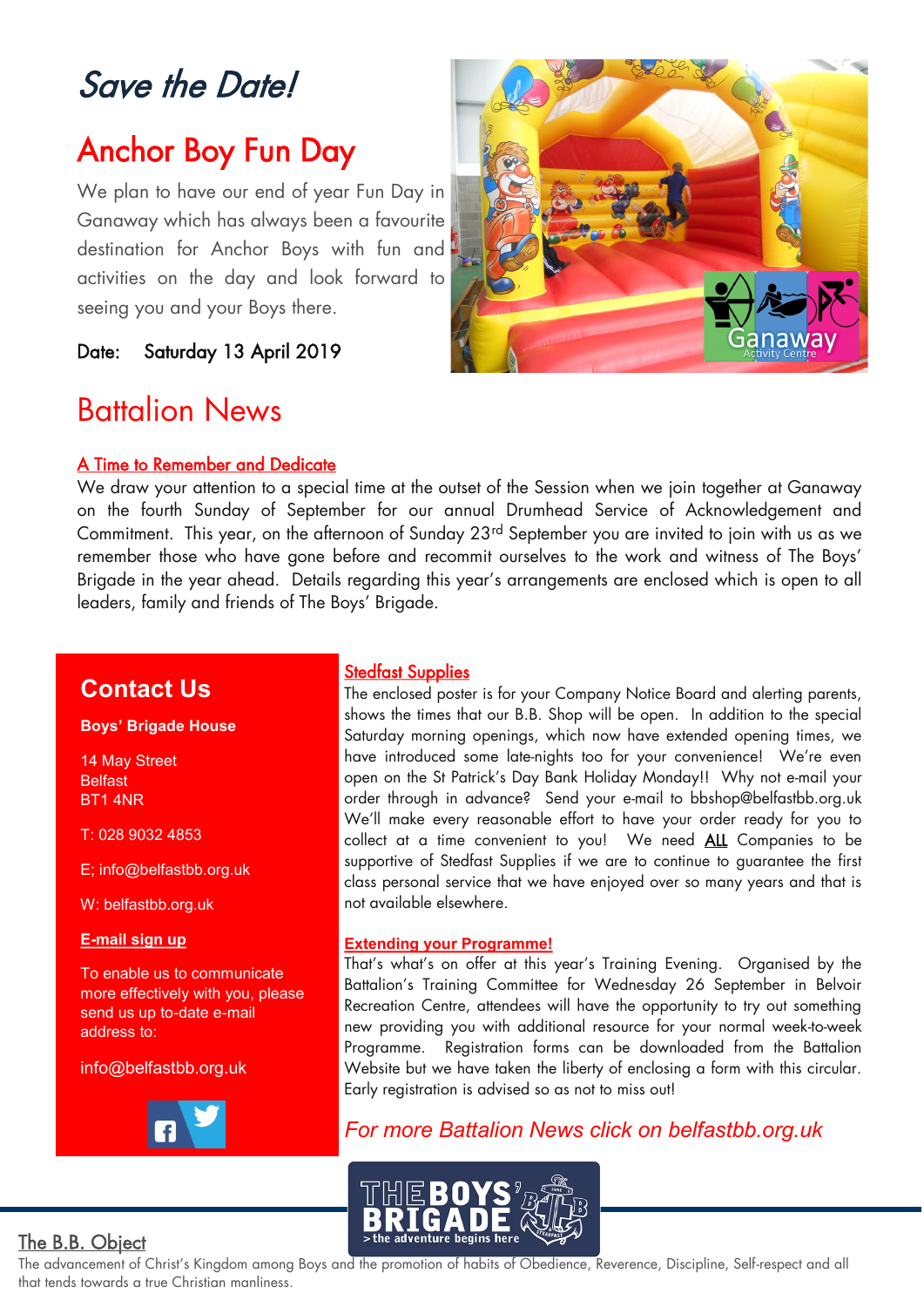# *Save the Date!*

## Anchor Boy Fun Day

We plan to have our end of year Fun Day in Ganaway which has always been a favourite destination for Anchor Boys with fun and activities on the day and look forward to seeing you and your Boys there.

Date: Saturday 13 April 2019

## Battalion News

### A Time to Remember and Dedicate

We draw your attention to a special time at the outset of the Session when we join together at Ganaway on the fourth Sunday of September for our annual Drumhead Service of Acknowledgement and Commitment. This year, on the afternoon of Sunday 23rd September you are invited to join with us as we remember those who have gone before and recommit ourselves to the work and witness of The Boys' Brigade in the year ahead. Details regarding this year's arrangements are enclosed which is open to all leaders, family and friends of The Boys' Brigade.

### Stedfast Supplies

The enclosed poster is for your Company Notice Board and alerting parents, shows the times that our B.B. Shop will be open. In addition to the special Saturday morning openings, which now have extended opening times, we have introduced some late-nights too for your convenience! We're even open on the St Patrick's Day Bank Holiday Monday!! Why not e-mail your order through in advance? Send your e-mail to bbshop@belfastbb.org.uk We'll make every reasonable effort to have your order ready for you to collect at a time convenient to you! We need <u>ALL</u> Companies to be supportive of Stedfast Supplies if we are to continue to guarantee the first class personal service that we have enjoyed over so many years and that is not available elsewhere.

### Extending your Programme!

That's what's on offer at this year's Training Evening. Organised by the Battalion's Training Committee for Wednesday 26 September in Belvoir Recreation Centre, attendees will have the opportunity to try out something new providing you with additional resource for your normal week-to-week Programme. Registration forms can be downloaded from the Battalion Website but we have taken the liberty of enclosing a form with this circular. Early registration is advised so as not to miss out!

*For more Battalion News click on belfastbb.org.uk*

## Contact Us

**Boys' Brigade House**

14 May Street
Belfast
BT1 4NR

T: 028 9032 4853

E; info@belfastbb.org.uk

W: belfastbb.org.uk

**E-mail sign up**

To enable us to communicate more effectively with you, please send us up to-date e-mail address to:

info@belfastbb.org.uk

### The B.B. Object

The advancement of Christ's Kingdom among Boys and the promotion of habits of Obedience, Reverence, Discipline, Self-respect and all that tends towards a true Christian manliness.